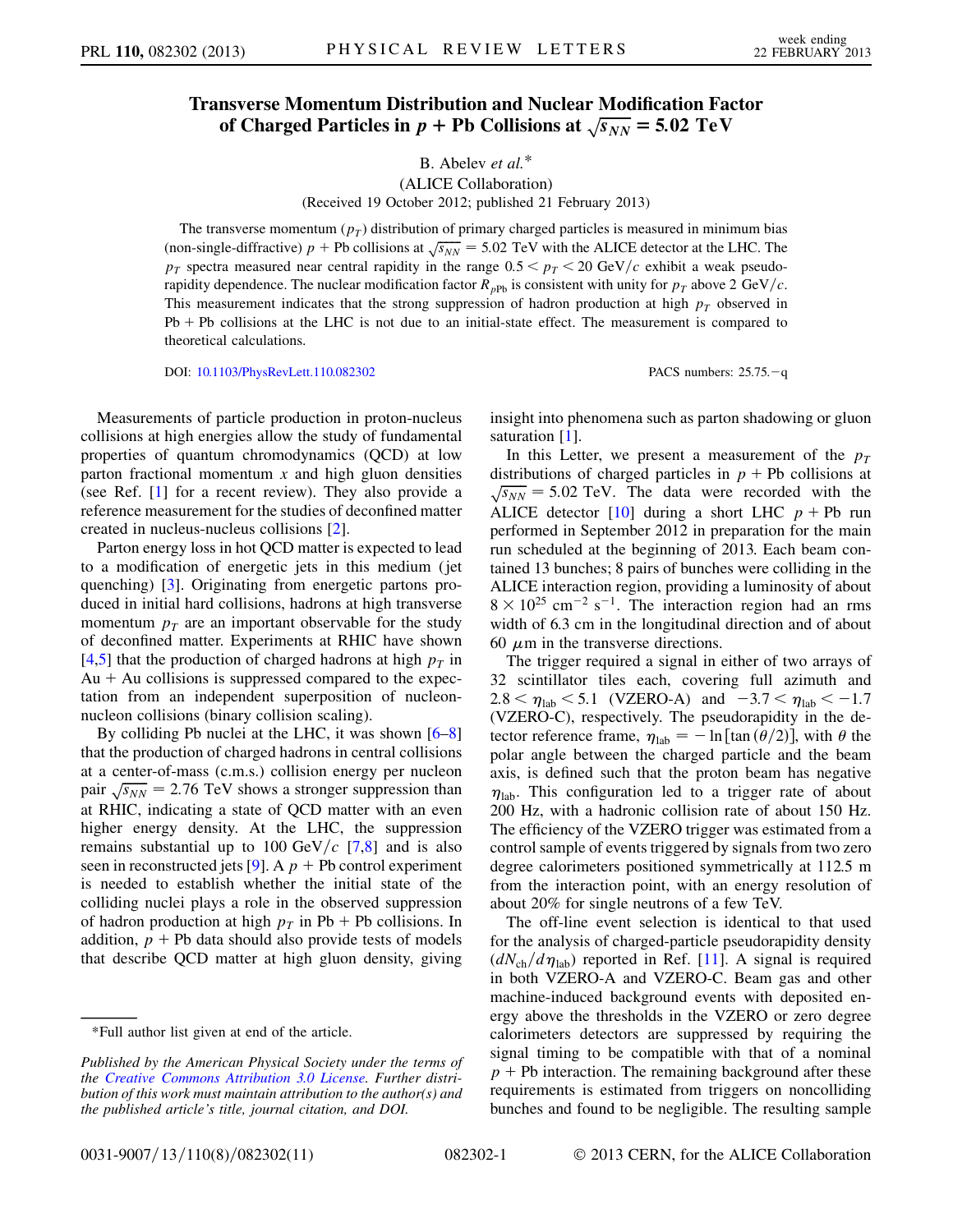# Transverse Momentum Distribution and Nuclear Modification Factor of Charged Particles in $p$ + Pb Collisions at $\sqrt{s_{NN}} = 5.02$ TeV

B. Abelev *et al.*\*

(ALICE Collaboration)

(Received 19 October 2012; published 21 February 2013)

The transverse momentum ($p_T$) distribution of primary charged particles is measured in minimum bias (non-single-diffractive) $p$ + Pb collisions at $\sqrt{s_{NN}} = 5.02$ TeV with the ALICE detector at the LHC. The $p_T$ spectra measured near central rapidity in the range $0.5 < p_T < 20$ GeV/$c$ exhibit a weak pseudorapidity dependence. The nuclear modification factor $R_{p\mathrm{Pb}}$ is consistent with unity for $p_T$ above 2 GeV/$c$. This measurement indicates that the strong suppression of hadron production at high $p_T$ observed in Pb + Pb collisions at the LHC is not due to an initial-state effect. The measurement is compared to theoretical calculations.

DOI: 10.1103/PhysRevLett.110.082302

PACS numbers: 25.75.−q

Measurements of particle production in proton-nucleus collisions at high energies allow the study of fundamental properties of quantum chromodynamics (QCD) at low parton fractional momentum $x$ and high gluon densities (see Ref. [1] for a recent review). They also provide a reference measurement for the studies of deconfined matter created in nucleus-nucleus collisions [2].

Parton energy loss in hot QCD matter is expected to lead to a modification of energetic jets in this medium (jet quenching) [3]. Originating from energetic partons produced in initial hard collisions, hadrons at high transverse momentum $p_T$ are an important observable for the study of deconfined matter. Experiments at RHIC have shown [4,5] that the production of charged hadrons at high $p_T$ in Au + Au collisions is suppressed compared to the expectation from an independent superposition of nucleon-nucleon collisions (binary collision scaling).

By colliding Pb nuclei at the LHC, it was shown [6–8] that the production of charged hadrons in central collisions at a center-of-mass (c.m.s.) collision energy per nucleon pair $\sqrt{s_{NN}} = 2.76$ TeV shows a stronger suppression than at RHIC, indicating a state of QCD matter with an even higher energy density. At the LHC, the suppression remains substantial up to 100 GeV/$c$ [7,8] and is also seen in reconstructed jets [9]. A $p$ + Pb control experiment is needed to establish whether the initial state of the colliding nuclei plays a role in the observed suppression of hadron production at high $p_T$ in Pb + Pb collisions. In addition, $p$ + Pb data should also provide tests of models that describe QCD matter at high gluon density, giving insight into phenomena such as parton shadowing or gluon saturation [1].

In this Letter, we present a measurement of the $p_T$ distributions of charged particles in $p$ + Pb collisions at $\sqrt{s_{NN}} = 5.02$ TeV. The data were recorded with the ALICE detector [10] during a short LHC $p$ + Pb run performed in September 2012 in preparation for the main run scheduled at the beginning of 2013. Each beam contained 13 bunches; 8 pairs of bunches were colliding in the ALICE interaction region, providing a luminosity of about $8 \times 10^{25}$ cm$^{-2}$ s$^{-1}$. The interaction region had an rms width of 6.3 cm in the longitudinal direction and of about 60 $\mu$m in the transverse directions.

The trigger required a signal in either of two arrays of 32 scintillator tiles each, covering full azimuth and $2.8 < \eta_{\mathrm{lab}} < 5.1$ (VZERO-A) and $-3.7 < \eta_{\mathrm{lab}} < -1.7$ (VZERO-C), respectively. The pseudorapidity in the detector reference frame, $\eta_{\mathrm{lab}} = -\ln[\tan(\theta/2)]$, with $\theta$ the polar angle between the charged particle and the beam axis, is defined such that the proton beam has negative $\eta_{\mathrm{lab}}$. This configuration led to a trigger rate of about 200 Hz, with a hadronic collision rate of about 150 Hz. The efficiency of the VZERO trigger was estimated from a control sample of events triggered by signals from two zero degree calorimeters positioned symmetrically at 112.5 m from the interaction point, with an energy resolution of about 20% for single neutrons of a few TeV.

The off-line event selection is identical to that used for the analysis of charged-particle pseudorapidity density ($dN_{\mathrm{ch}}/d\eta_{\mathrm{lab}}$) reported in Ref. [11]. A signal is required in both VZERO-A and VZERO-C. Beam gas and other machine-induced background events with deposited energy above the thresholds in the VZERO or zero degree calorimeters detectors are suppressed by requiring the signal timing to be compatible with that of a nominal $p$ + Pb interaction. The remaining background after these requirements is estimated from triggers on noncolliding bunches and found to be negligible. The resulting sample

---

\*Full author list given at end of the article.

*Published by the American Physical Society under the terms of the Creative Commons Attribution 3.0 License. Further distribution of this work must maintain attribution to the author(s) and the published article's title, journal citation, and DOI.*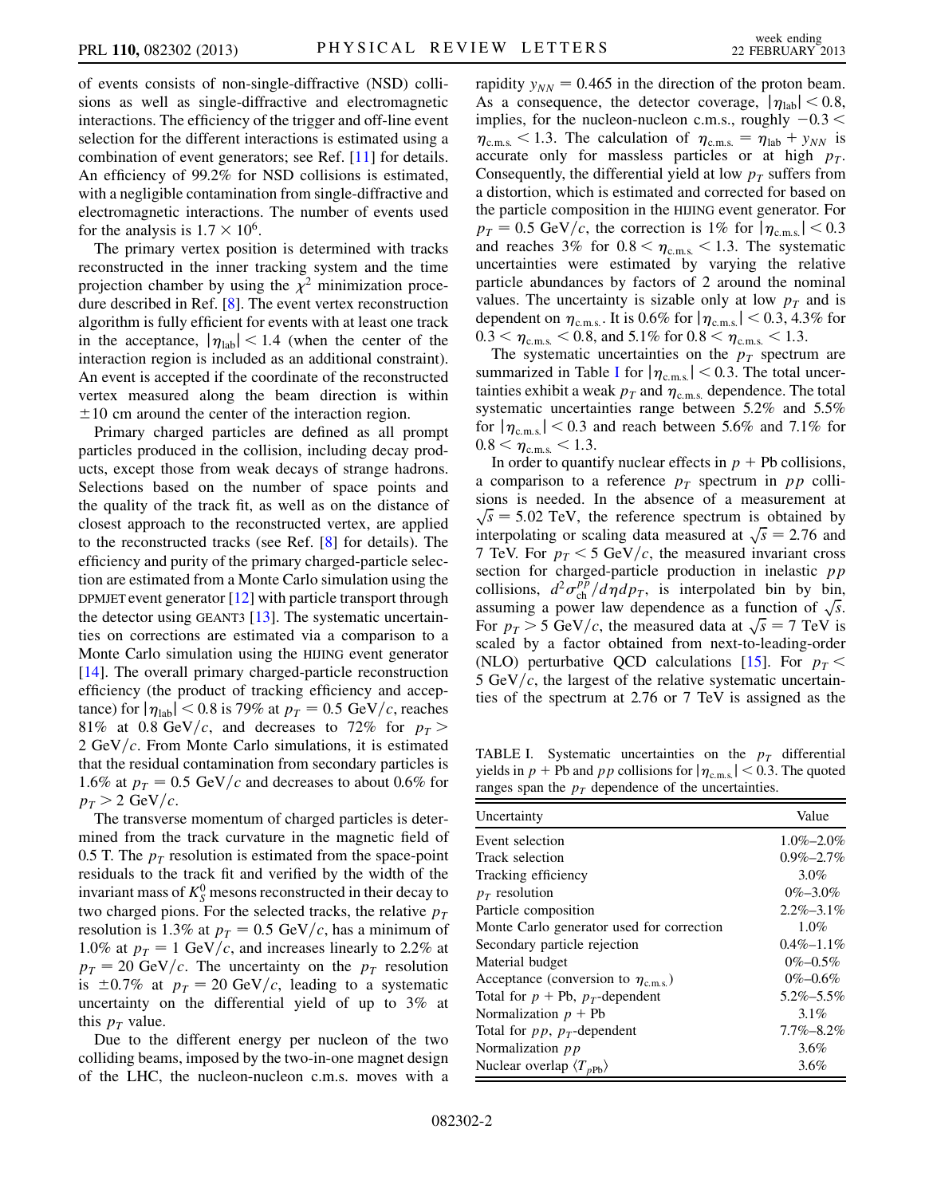of events consists of non-single-diffractive (NSD) collisions as well as single-diffractive and electromagnetic interactions. The efficiency of the trigger and off-line event selection for the different interactions is estimated using a combination of event generators; see Ref. [11] for details. An efficiency of 99.2% for NSD collisions is estimated, with a negligible contamination from single-diffractive and electromagnetic interactions. The number of events used for the analysis is $1.7 \times 10^6$.

The primary vertex position is determined with tracks reconstructed in the inner tracking system and the time projection chamber by using the $\chi^2$ minimization procedure described in Ref. [8]. The event vertex reconstruction algorithm is fully efficient for events with at least one track in the acceptance, $|\eta_{\mathrm{lab}}| < 1.4$ (when the center of the interaction region is included as an additional constraint). An event is accepted if the coordinate of the reconstructed vertex measured along the beam direction is within $\pm 10$ cm around the center of the interaction region.

Primary charged particles are defined as all prompt particles produced in the collision, including decay products, except those from weak decays of strange hadrons. Selections based on the number of space points and the quality of the track fit, as well as on the distance of closest approach to the reconstructed vertex, are applied to the reconstructed tracks (see Ref. [8] for details). The efficiency and purity of the primary charged-particle selection are estimated from a Monte Carlo simulation using the DPMJET event generator [12] with particle transport through the detector using GEANT3 [13]. The systematic uncertainties on corrections are estimated via a comparison to a Monte Carlo simulation using the HIJING event generator [14]. The overall primary charged-particle reconstruction efficiency (the product of tracking efficiency and acceptance) for $|\eta_{\mathrm{lab}}| < 0.8$ is 79% at $p_T = 0.5$ GeV/$c$, reaches 81% at 0.8 GeV/$c$, and decreases to 72% for $p_T > 2$ GeV/$c$. From Monte Carlo simulations, it is estimated that the residual contamination from secondary particles is 1.6% at $p_T = 0.5$ GeV/$c$ and decreases to about 0.6% for $p_T > 2$ GeV/$c$.

The transverse momentum of charged particles is determined from the track curvature in the magnetic field of 0.5 T. The $p_T$ resolution is estimated from the space-point residuals to the track fit and verified by the width of the invariant mass of $K_S^0$ mesons reconstructed in their decay to two charged pions. For the selected tracks, the relative $p_T$ resolution is 1.3% at $p_T = 0.5$ GeV/$c$, has a minimum of 1.0% at $p_T = 1$ GeV/$c$, and increases linearly to 2.2% at $p_T = 20$ GeV/$c$. The uncertainty on the $p_T$ resolution is $\pm 0.7\%$ at $p_T = 20$ GeV/$c$, leading to a systematic uncertainty on the differential yield of up to 3% at this $p_T$ value.

Due to the different energy per nucleon of the two colliding beams, imposed by the two-in-one magnet design of the LHC, the nucleon-nucleon c.m.s. moves with a rapidity $y_{NN} = 0.465$ in the direction of the proton beam. As a consequence, the detector coverage, $|\eta_{\mathrm{lab}}| < 0.8$, implies, for the nucleon-nucleon c.m.s., roughly $-0.3 < \eta_{\mathrm{c.m.s.}} < 1.3$. The calculation of $\eta_{\mathrm{c.m.s.}} = \eta_{\mathrm{lab}} + y_{NN}$ is accurate only for massless particles or at high $p_T$. Consequently, the differential yield at low $p_T$ suffers from a distortion, which is estimated and corrected for based on the particle composition in the HIJING event generator. For $p_T = 0.5$ GeV/$c$, the correction is 1% for $|\eta_{\mathrm{c.m.s.}}| < 0.3$ and reaches 3% for $0.8 < \eta_{\mathrm{c.m.s.}} < 1.3$. The systematic uncertainties were estimated by varying the relative particle abundances by factors of 2 around the nominal values. The uncertainty is sizable only at low $p_T$ and is dependent on $\eta_{\mathrm{c.m.s.}}$. It is 0.6% for $|\eta_{\mathrm{c.m.s.}}| < 0.3$, 4.3% for $0.3 < \eta_{\mathrm{c.m.s.}} < 0.8$, and 5.1% for $0.8 < \eta_{\mathrm{c.m.s.}} < 1.3$.

The systematic uncertainties on the $p_T$ spectrum are summarized in Table I for $|\eta_{\mathrm{c.m.s.}}| < 0.3$. The total uncertainties exhibit a weak $p_T$ and $\eta_{\mathrm{c.m.s.}}$ dependence. The total systematic uncertainties range between 5.2% and 5.5% for $|\eta_{\mathrm{c.m.s.}}| < 0.3$ and reach between 5.6% and 7.1% for $0.8 < \eta_{\mathrm{c.m.s.}} < 1.3$.

In order to quantify nuclear effects in $p$ + Pb collisions, a comparison to a reference $p_T$ spectrum in $pp$ collisions is needed. In the absence of a measurement at $\sqrt{s} = 5.02$ TeV, the reference spectrum is obtained by interpolating or scaling data measured at $\sqrt{s} = 2.76$ and 7 TeV. For $p_T < 5$ GeV/$c$, the measured invariant cross section for charged-particle production in inelastic $pp$ collisions, $d^2\sigma_{\mathrm{ch}}^{pp}/d\eta dp_T$, is interpolated bin by bin, assuming a power law dependence as a function of $\sqrt{s}$. For $p_T > 5$ GeV/$c$, the measured data at $\sqrt{s} = 7$ TeV is scaled by a factor obtained from next-to-leading-order (NLO) perturbative QCD calculations [15]. For $p_T < 5$ GeV/$c$, the largest of the relative systematic uncertainties of the spectrum at 2.76 or 7 TeV is assigned as the

TABLE I. Systematic uncertainties on the $p_T$ differential yields in $p$ + Pb and $pp$ collisions for $|\eta_{\mathrm{c.m.s.}}| < 0.3$. The quoted ranges span the $p_T$ dependence of the uncertainties.

| Uncertainty | Value |
|---|---|
| Event selection | 1.0%–2.0% |
| Track selection | 0.9%–2.7% |
| Tracking efficiency | 3.0% |
| $p_T$ resolution | 0%–3.0% |
| Particle composition | 2.2%–3.1% |
| Monte Carlo generator used for correction | 1.0% |
| Secondary particle rejection | 0.4%–1.1% |
| Material budget | 0%–0.5% |
| Acceptance (conversion to $\eta_{\mathrm{c.m.s.}}$) | 0%–0.6% |
| Total for $p$ + Pb, $p_T$-dependent | 5.2%–5.5% |
| Normalization $p$ + Pb | 3.1% |
| Total for $pp$, $p_T$-dependent | 7.7%–8.2% |
| Normalization $pp$ | 3.6% |
| Nuclear overlap $\langle T_{p\mathrm{Pb}} \rangle$ | 3.6% |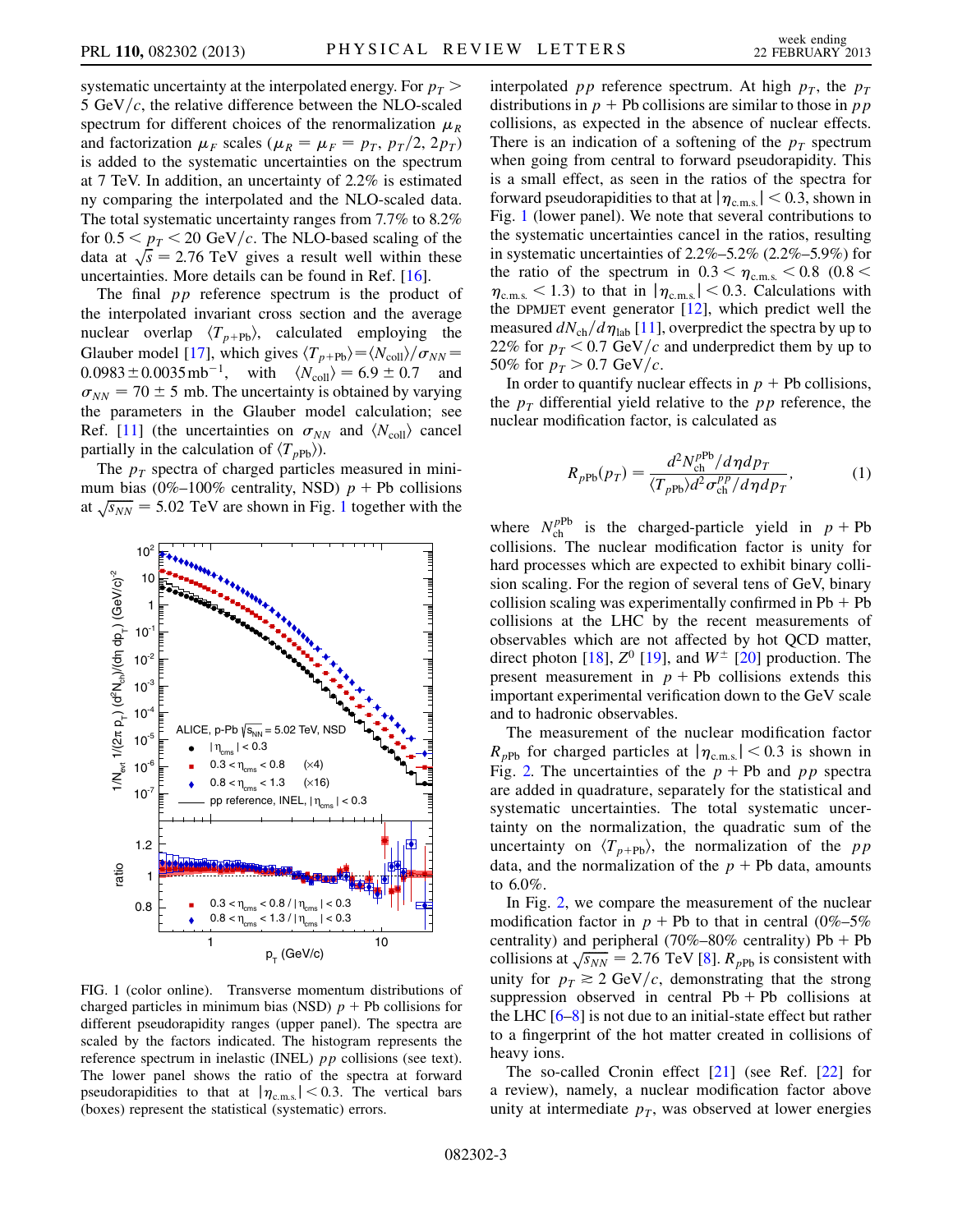systematic uncertainty at the interpolated energy. For $p_T > 5$ GeV/$c$, the relative difference between the NLO-scaled spectrum for different choices of the renormalization $\mu_R$ and factorization $\mu_F$ scales ($\mu_R = \mu_F = p_T, p_T/2, 2p_T$) is added to the systematic uncertainties on the spectrum at 7 TeV. In addition, an uncertainty of 2.2% is estimated ny comparing the interpolated and the NLO-scaled data. The total systematic uncertainty ranges from 7.7% to 8.2% for $0.5 < p_T < 20$ GeV/$c$. The NLO-based scaling of the data at $\sqrt{s} = 2.76$ TeV gives a result well within these uncertainties. More details can be found in Ref. [16].

The final $pp$ reference spectrum is the product of the interpolated invariant cross section and the average nuclear overlap $\langle T_{p+\mathrm{Pb}}\rangle$, calculated employing the Glauber model [17], which gives $\langle T_{p+\mathrm{Pb}}\rangle = \langle N_{\mathrm{coll}}\rangle/\sigma_{NN} = 0.0983 \pm 0.0035\,\mathrm{mb}^{-1}$, with $\langle N_{\mathrm{coll}}\rangle = 6.9 \pm 0.7$ and $\sigma_{NN} = 70 \pm 5$ mb. The uncertainty is obtained by varying the parameters in the Glauber model calculation; see Ref. [11] (the uncertainties on $\sigma_{NN}$ and $\langle N_{\mathrm{coll}}\rangle$ cancel partially in the calculation of $\langle T_{p\mathrm{Pb}}\rangle$).

The $p_T$ spectra of charged particles measured in minimum bias (0%–100% centrality, NSD) $p$ + Pb collisions at $\sqrt{s_{NN}} = 5.02$ TeV are shown in Fig. 1 together with the interpolated $pp$ reference spectrum. At high $p_T$, the $p_T$ distributions in $p$ + Pb collisions are similar to those in $pp$ collisions, as expected in the absence of nuclear effects. There is an indication of a softening of the $p_T$ spectrum when going from central to forward pseudorapidity. This is a small effect, as seen in the ratios of the spectra for forward pseudorapidities to that at $|\eta_{\mathrm{c.m.s.}}| < 0.3$, shown in Fig. 1 (lower panel). We note that several contributions to the systematic uncertainties cancel in the ratios, resulting in systematic uncertainties of 2.2%–5.2% (2.2%–5.9%) for the ratio of the spectrum in $0.3 < \eta_{\mathrm{c.m.s.}} < 0.8$ ($0.8 < \eta_{\mathrm{c.m.s.}} < 1.3$) to that in $|\eta_{\mathrm{c.m.s.}}| < 0.3$. Calculations with the DPMJET event generator [12], which predict well the measured $dN_{\mathrm{ch}}/d\eta_{\mathrm{lab}}$ [11], overpredict the spectra by up to 22% for $p_T < 0.7$ GeV/$c$ and underpredict them by up to 50% for $p_T > 0.7$ GeV/$c$.

FIG. 1 (color online). Transverse momentum distributions of charged particles in minimum bias (NSD) $p$ + Pb collisions for different pseudorapidity ranges (upper panel). The spectra are scaled by the factors indicated. The histogram represents the reference spectrum in inelastic (INEL) $pp$ collisions (see text). The lower panel shows the ratio of the spectra at forward pseudorapidities to that at $|\eta_{\mathrm{c.m.s.}}| < 0.3$. The vertical bars (boxes) represent the statistical (systematic) errors.

In order to quantify nuclear effects in $p$ + Pb collisions, the $p_T$ differential yield relative to the $pp$ reference, the nuclear modification factor, is calculated as

$$R_{p\mathrm{Pb}}(p_T) = \frac{d^2N_{\mathrm{ch}}^{p\mathrm{Pb}}/d\eta dp_T}{\langle T_{p\mathrm{Pb}}\rangle d^2\sigma_{\mathrm{ch}}^{pp}/d\eta dp_T}, \quad (1)$$

where $N_{\mathrm{ch}}^{p\mathrm{Pb}}$ is the charged-particle yield in $p$ + Pb collisions. The nuclear modification factor is unity for hard processes which are expected to exhibit binary collision scaling. For the region of several tens of GeV, binary collision scaling was experimentally confirmed in Pb + Pb collisions at the LHC by the recent measurements of observables which are not affected by hot QCD matter, direct photon [18], $Z^0$ [19], and $W^{\pm}$ [20] production. The present measurement in $p$ + Pb collisions extends this important experimental verification down to the GeV scale and to hadronic observables.

The measurement of the nuclear modification factor $R_{p\mathrm{Pb}}$ for charged particles at $|\eta_{\mathrm{c.m.s.}}| < 0.3$ is shown in Fig. 2. The uncertainties of the $p$ + Pb and $pp$ spectra are added in quadrature, separately for the statistical and systematic uncertainties. The total systematic uncertainty on the normalization, the quadratic sum of the uncertainty on $\langle T_{p+\mathrm{Pb}}\rangle$, the normalization of the $pp$ data, and the normalization of the $p$ + Pb data, amounts to 6.0%.

In Fig. 2, we compare the measurement of the nuclear modification factor in $p$ + Pb to that in central (0%–5% centrality) and peripheral (70%–80% centrality) Pb + Pb collisions at $\sqrt{s_{NN}} = 2.76$ TeV [8]. $R_{p\mathrm{Pb}}$ is consistent with unity for $p_T \gtrsim 2$ GeV/$c$, demonstrating that the strong suppression observed in central Pb + Pb collisions at the LHC [6–8] is not due to an initial-state effect but rather to a fingerprint of the hot matter created in collisions of heavy ions.

The so-called Cronin effect [21] (see Ref. [22] for a review), namely, a nuclear modification factor above unity at intermediate $p_T$, was observed at lower energies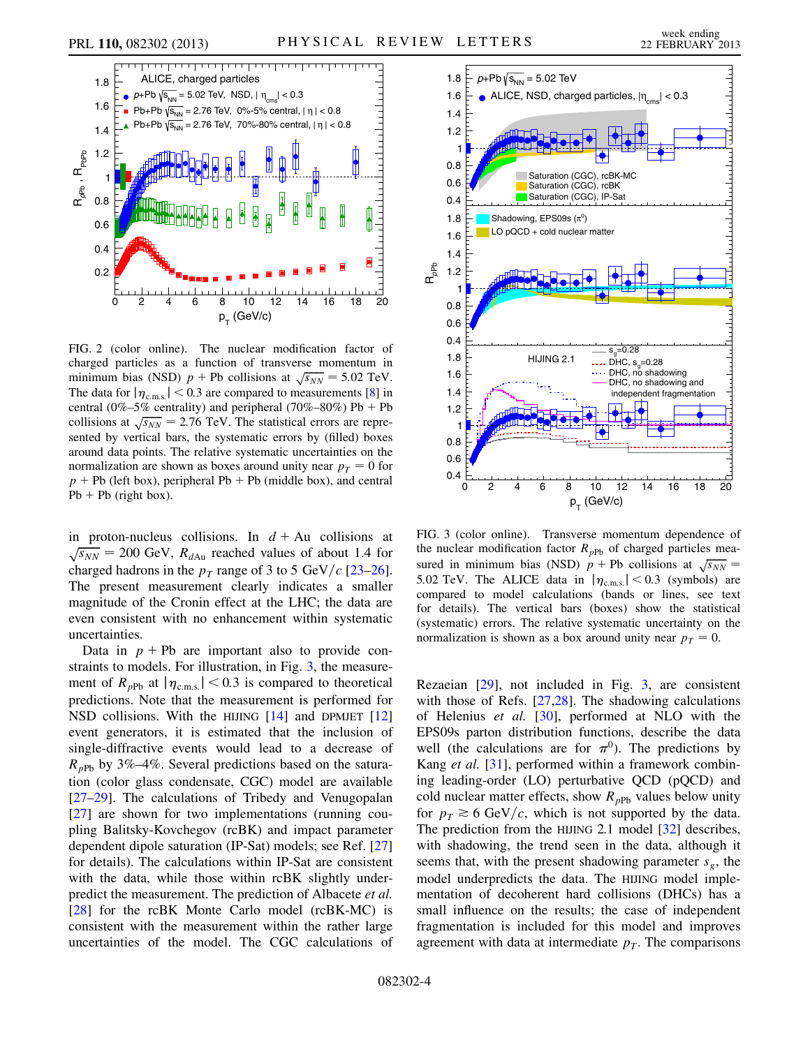FIG. 2 (color online). The nuclear modification factor of charged particles as a function of transverse momentum in minimum bias (NSD) $p$ + Pb collisions at $\sqrt{s_{NN}} = 5.02$ TeV. The data for $|\eta_{\rm c.m.s.}| < 0.3$ are compared to measurements [8] in central (0%–5% centrality) and peripheral (70%–80%) Pb + Pb collisions at $\sqrt{s_{NN}} = 2.76$ TeV. The statistical errors are represented by vertical bars, the systematic errors by (filled) boxes around data points. The relative systematic uncertainties on the normalization are shown as boxes around unity near $p_T = 0$ for $p$ + Pb (left box), peripheral Pb + Pb (middle box), and central Pb + Pb (right box).

in proton-nucleus collisions. In $d$ + Au collisions at $\sqrt{s_{NN}} = 200$ GeV, $R_{d\rm Au}$ reached values of about 1.4 for charged hadrons in the $p_T$ range of 3 to 5 GeV/$c$ [23–26]. The present measurement clearly indicates a smaller magnitude of the Cronin effect at the LHC; the data are even consistent with no enhancement within systematic uncertainties.

Data in $p$ + Pb are important also to provide constraints to models. For illustration, in Fig. 3, the measurement of $R_{p\rm Pb}$ at $|\eta_{\rm c.m.s.}| < 0.3$ is compared to theoretical predictions. Note that the measurement is performed for NSD collisions. With the HIJING [14] and DPMJET [12] event generators, it is estimated that the inclusion of single-diffractive events would lead to a decrease of $R_{p\rm Pb}$ by 3%–4%. Several predictions based on the saturation (color glass condensate, CGC) model are available [27–29]. The calculations of Tribedy and Venugopalan [27] are shown for two implementations (running coupling Balitsky-Kovchegov (rcBK) and impact parameter dependent dipole saturation (IP-Sat) models; see Ref. [27] for details). The calculations within IP-Sat are consistent with the data, while those within rcBK slightly underpredict the measurement. The prediction of Albacete *et al.* [28] for the rcBK Monte Carlo model (rcBK-MC) is consistent with the measurement within the rather large uncertainties of the model. The CGC calculations of

FIG. 3 (color online). Transverse momentum dependence of the nuclear modification factor $R_{p\rm Pb}$ of charged particles measured in minimum bias (NSD) $p$ + Pb collisions at $\sqrt{s_{NN}} = 5.02$ TeV. The ALICE data in $|\eta_{\rm c.m.s.}| < 0.3$ (symbols) are compared to model calculations (bands or lines, see text for details). The vertical bars (boxes) show the statistical (systematic) errors. The relative systematic uncertainty on the normalization is shown as a box around unity near $p_T = 0$.

Rezaeian [29], not included in Fig. 3, are consistent with those of Refs. [27,28]. The shadowing calculations of Helenius *et al.* [30], performed at NLO with the EPS09s parton distribution functions, describe the data well (the calculations are for $\pi^0$). The predictions by Kang *et al.* [31], performed within a framework combining leading-order (LO) perturbative QCD (pQCD) and cold nuclear matter effects, show $R_{p\rm Pb}$ values below unity for $p_T \gtrsim 6$ GeV/$c$, which is not supported by the data. The prediction from the HIJING 2.1 model [32] describes, with shadowing, the trend seen in the data, although it seems that, with the present shadowing parameter $s_g$, the model underpredicts the data. The HIJING model implementation of decoherent hard collisions (DHCs) has a small influence on the results; the case of independent fragmentation is included for this model and improves agreement with data at intermediate $p_T$. The comparisons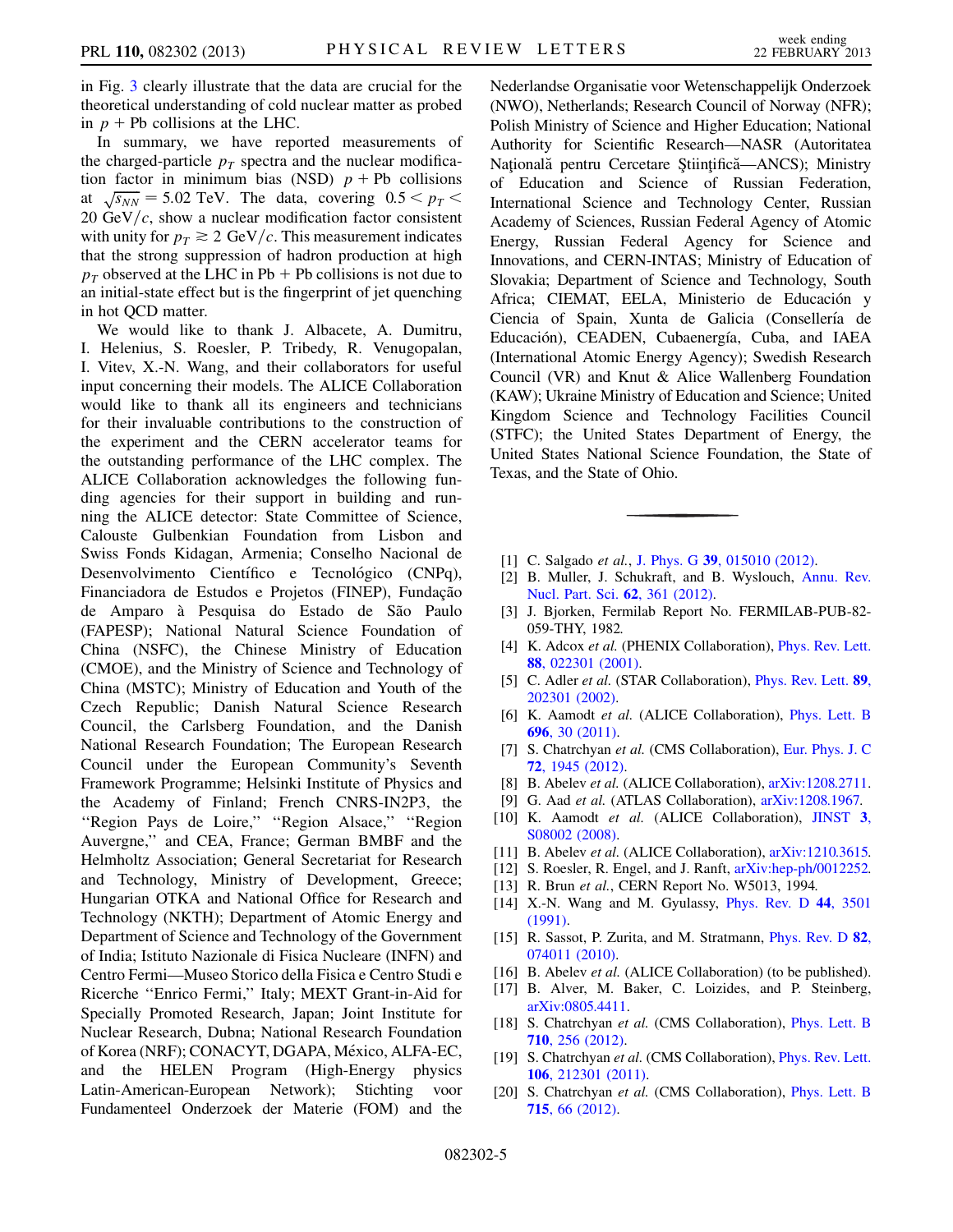in Fig. 3 clearly illustrate that the data are crucial for the theoretical understanding of cold nuclear matter as probed in $p + \mathrm{Pb}$ collisions at the LHC.

In summary, we have reported measurements of the charged-particle $p_T$ spectra and the nuclear modification factor in minimum bias (NSD) $p + \mathrm{Pb}$ collisions at $\sqrt{s_{NN}} = 5.02$ TeV. The data, covering $0.5 < p_T < 20$ GeV/$c$, show a nuclear modification factor consistent with unity for $p_T \gtrsim 2$ GeV/$c$. This measurement indicates that the strong suppression of hadron production at high $p_T$ observed at the LHC in Pb + Pb collisions is not due to an initial-state effect but is the fingerprint of jet quenching in hot QCD matter.

We would like to thank J. Albacete, A. Dumitru, I. Helenius, S. Roesler, P. Tribedy, R. Venugopalan, I. Vitev, X.-N. Wang, and their collaborators for useful input concerning their models. The ALICE Collaboration would like to thank all its engineers and technicians for their invaluable contributions to the construction of the experiment and the CERN accelerator teams for the outstanding performance of the LHC complex. The ALICE Collaboration acknowledges the following funding agencies for their support in building and running the ALICE detector: State Committee of Science, Calouste Gulbenkian Foundation from Lisbon and Swiss Fonds Kidagan, Armenia; Conselho Nacional de Desenvolvimento Científico e Tecnológico (CNPq), Financiadora de Estudos e Projetos (FINEP), Fundação de Amparo à Pesquisa do Estado de São Paulo (FAPESP); National Natural Science Foundation of China (NSFC), the Chinese Ministry of Education (CMOE), and the Ministry of Science and Technology of China (MSTC); Ministry of Education and Youth of the Czech Republic; Danish Natural Science Research Council, the Carlsberg Foundation, and the Danish National Research Foundation; The European Research Council under the European Community's Seventh Framework Programme; Helsinki Institute of Physics and the Academy of Finland; French CNRS-IN2P3, the "Region Pays de Loire," "Region Alsace," "Region Auvergne," and CEA, France; German BMBF and the Helmholtz Association; General Secretariat for Research and Technology, Ministry of Development, Greece; Hungarian OTKA and National Office for Research and Technology (NKTH); Department of Atomic Energy and Department of Science and Technology of the Government of India; Istituto Nazionale di Fisica Nucleare (INFN) and Centro Fermi—Museo Storico della Fisica e Centro Studi e Ricerche "Enrico Fermi," Italy; MEXT Grant-in-Aid for Specially Promoted Research, Japan; Joint Institute for Nuclear Research, Dubna; National Research Foundation of Korea (NRF); CONACYT, DGAPA, México, ALFA-EC, and the HELEN Program (High-Energy physics Latin-American-European Network); Stichting voor Fundamenteel Onderzoek der Materie (FOM) and the Nederlandse Organisatie voor Wetenschappelijk Onderzoek (NWO), Netherlands; Research Council of Norway (NFR); Polish Ministry of Science and Higher Education; National Authority for Scientific Research—NASR (Autoritatea Naţională pentru Cercetare Ştiinţifică—ANCS); Ministry of Education and Science of Russian Federation, International Science and Technology Center, Russian Academy of Sciences, Russian Federal Agency of Atomic Energy, Russian Federal Agency for Science and Innovations, and CERN-INTAS; Ministry of Education of Slovakia; Department of Science and Technology, South Africa; CIEMAT, EELA, Ministerio de Educación y Ciencia of Spain, Xunta de Galicia (Consellería de Educación), CEADEN, Cubaenergía, Cuba, and IAEA (International Atomic Energy Agency); Swedish Research Council (VR) and Knut & Alice Wallenberg Foundation (KAW); Ukraine Ministry of Education and Science; United Kingdom Science and Technology Facilities Council (STFC); the United States Department of Energy, the United States National Science Foundation, the State of Texas, and the State of Ohio.

---

[1] C. Salgado *et al.*, J. Phys. G **39**, 015010 (2012).

[2] B. Muller, J. Schukraft, and B. Wyslouch, Annu. Rev. Nucl. Part. Sci. **62**, 361 (2012).

[3] J. Bjorken, Fermilab Report No. FERMILAB-PUB-82-059-THY, 1982.

[4] K. Adcox *et al.* (PHENIX Collaboration), Phys. Rev. Lett. **88**, 022301 (2001).

[5] C. Adler *et al.* (STAR Collaboration), Phys. Rev. Lett. **89**, 202301 (2002).

[6] K. Aamodt *et al.* (ALICE Collaboration), Phys. Lett. B **696**, 30 (2011).

[7] S. Chatrchyan *et al.* (CMS Collaboration), Eur. Phys. J. C **72**, 1945 (2012).

[8] B. Abelev *et al.* (ALICE Collaboration), arXiv:1208.2711.

[9] G. Aad *et al.* (ATLAS Collaboration), arXiv:1208.1967.

[10] K. Aamodt *et al.* (ALICE Collaboration), JINST **3**, S08002 (2008).

[11] B. Abelev *et al.* (ALICE Collaboration), arXiv:1210.3615.

[12] S. Roesler, R. Engel, and J. Ranft, arXiv:hep-ph/0012252.

[13] R. Brun *et al.*, CERN Report No. W5013, 1994.

[14] X.-N. Wang and M. Gyulassy, Phys. Rev. D **44**, 3501 (1991).

[15] R. Sassot, P. Zurita, and M. Stratmann, Phys. Rev. D **82**, 074011 (2010).

[16] B. Abelev *et al.* (ALICE Collaboration) (to be published).

[17] B. Alver, M. Baker, C. Loizides, and P. Steinberg, arXiv:0805.4411.

[18] S. Chatrchyan *et al.* (CMS Collaboration), Phys. Lett. B **710**, 256 (2012).

[19] S. Chatrchyan *et al.* (CMS Collaboration), Phys. Rev. Lett. **106**, 212301 (2011).

[20] S. Chatrchyan *et al.* (CMS Collaboration), Phys. Lett. B **715**, 66 (2012).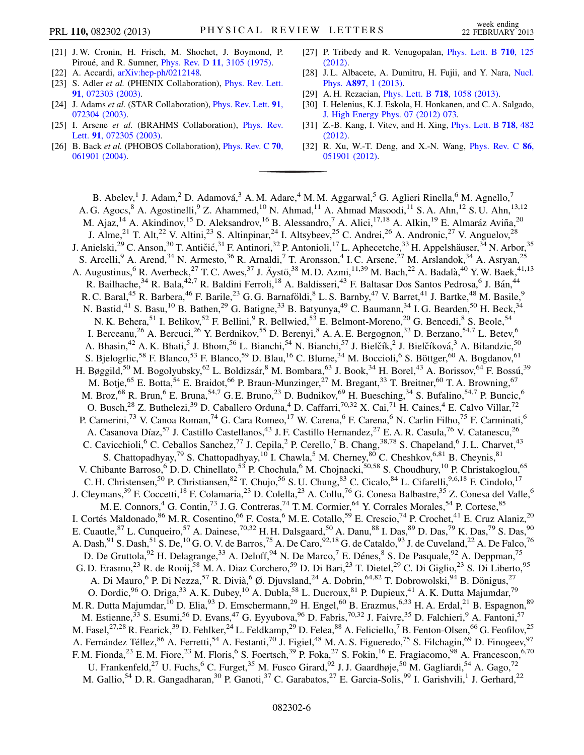[21] J. W. Cronin, H. Frisch, M. Shochet, J. Boymond, P. Piroué, and R. Sumner, Phys. Rev. D **11**, 3105 (1975).

[22] A. Accardi, arXiv:hep-ph/0212148.

[23] S. Adler *et al.* (PHENIX Collaboration), Phys. Rev. Lett. **91**, 072303 (2003).

[24] J. Adams *et al.* (STAR Collaboration), Phys. Rev. Lett. **91**, 072304 (2003).

[25] I. Arsene *et al.* (BRAHMS Collaboration), Phys. Rev. Lett. **91**, 072305 (2003).

[26] B. Back *et al.* (PHOBOS Collaboration), Phys. Rev. C **70**, 061901 (2004).

[27] P. Tribedy and R. Venugopalan, Phys. Lett. B **710**, 125 (2012).

[28] J. L. Albacete, A. Dumitru, H. Fujii, and Y. Nara, Nucl. Phys. **A897**, 1 (2013).

[29] A. H. Rezaeian, Phys. Lett. B **718**, 1058 (2013).

[30] I. Helenius, K. J. Eskola, H. Honkanen, and C. A. Salgado, J. High Energy Phys. 07 (2012) 073.

[31] Z.-B. Kang, I. Vitev, and H. Xing, Phys. Lett. B **718**, 482 (2012).

[32] R. Xu, W.-T. Deng, and X.-N. Wang, Phys. Rev. C **86**, 051901 (2012).

---

B. Abelev,[1] J. Adam,[2] D. Adamová,[3] A. M. Adare,[4] M. M. Aggarwal,[5] G. Aglieri Rinella,[6] M. Agnello,[7] A. G. Agocs,[8] A. Agostinelli,[9] Z. Ahammed,[10] N. Ahmad,[11] A. Ahmad Masoodi,[11] S. A. Ahn,[12] S. U. Ahn,[13,12] M. Ajaz,[14] A. Akindinov,[15] D. Aleksandrov,[16] B. Alessandro,[7] A. Alici,[17,18] A. Alkin,[19] E. Almaráz Aviña,[20] J. Alme,[21] T. Alt,[22] V. Altini,[23] S. Altinpinar,[24] I. Altsybeev,[25] C. Andrei,[26] A. Andronic,[27] V. Anguelov,[28] J. Anielski,[29] C. Anson,[30] T. Antičić,[31] F. Antinori,[32] P. Antonioli,[17] L. Aphecetche,[33] H. Appelshäuser,[34] N. Arbor,[35] S. Arcelli,[9] A. Arend,[34] N. Armesto,[36] R. Arnaldi,[7] T. Aronsson,[4] I. C. Arsene,[27] M. Arslandok,[34] A. Asryan,[25] A. Augustinus,[6] R. Averbeck,[27] T. C. Awes,[37] J. Äystö,[38] M. D. Azmi,[11,39] M. Bach,[22] A. Badalà,[40] Y. W. Baek,[41,13] R. Bailhache,[34] R. Bala,[42,7] R. Baldini Ferroli,[18] A. Baldisseri,[43] F. Baltasar Dos Santos Pedrosa,[6] J. Bán,[44] R. C. Baral,[45] R. Barbera,[46] F. Barile,[23] G. G. Barnaföldi,[8] L. S. Barnby,[47] V. Barret,[41] J. Bartke,[48] M. Basile,[9] N. Bastid,[41] S. Basu,[10] B. Bathen,[29] G. Batigne,[33] B. Batyunya,[49] C. Baumann,[34] I. G. Bearden,[50] H. Beck,[34] N. K. Behera,[51] I. Belikov,[52] F. Bellini,[9] R. Bellwied,[53] E. Belmont-Moreno,[20] G. Bencedi,[8] S. Beole,[54] I. Berceanu,[26] A. Bercuci,[26] Y. Berdnikov,[55] D. Berenyi,[8] A. A. E. Bergognon,[33] D. Berzano,[54,7] L. Betev,[6] A. Bhasin,[42] A. K. Bhati,[5] J. Bhom,[56] L. Bianchi,[54] N. Bianchi,[57] J. Bielčík,[2] J. Bielčíková,[3] A. Bilandzic,[50] S. Bjelogrlic,[58] F. Blanco,[53] F. Blanco,[59] D. Blau,[16] C. Blume,[34] M. Boccioli,[6] S. Böttger,[60] A. Bogdanov,[61] H. Bøggild,[50] M. Bogolyubsky,[62] L. Boldizsár,[8] M. Bombara,[63] J. Book,[34] H. Borel,[43] A. Borissov,[64] F. Bossú,[39] M. Botje,[65] E. Botta,[54] E. Braidot,[66] P. Braun-Munzinger,[27] M. Bregant,[33] T. Breitner,[60] T. A. Browning,[67] M. Broz,[68] R. Brun,[6] E. Bruna,[54,7] G. E. Bruno,[23] D. Budnikov,[69] H. Buesching,[34] S. Bufalino,[54,7] P. Buncic,[6] O. Busch,[28] Z. Buthelezi,[39] D. Caballero Orduna,[4] D. Caffarri,[70,32] X. Cai,[71] H. Caines,[4] E. Calvo Villar,[72] P. Camerini,[73] V. Canoa Roman,[74] G. Cara Romeo,[17] W. Carena,[6] F. Carena,[6] N. Carlin Filho,[75] F. Carminati,[6] A. Casanova Díaz,[57] J. Castillo Castellanos,[43] J. F. Castillo Hernandez,[27] E. A. R. Casula,[76] V. Catanescu,[26] C. Cavicchioli,[6] C. Ceballos Sanchez,[77] J. Cepila,[2] P. Cerello,[7] B. Chang,[38,78] S. Chapeland,[6] J. L. Charvet,[43] S. Chattopadhyay,[79] S. Chattopadhyay,[10] I. Chawla,[5] M. Cherney,[80] C. Cheshkov,[6,81] B. Cheynis,[81] V. Chibante Barroso,[6] D. D. Chinellato,[53] P. Chochula,[6] M. Chojnacki,[50,58] S. Choudhury,[10] P. Christakoglou,[65] C. H. Christensen,[50] P. Christiansen,[82] T. Chujo,[56] S. U. Chung,[83] C. Cicalo,[84] L. Cifarelli,[9,6,18] F. Cindolo,[17] J. Cleymans,[39] F. Coccetti,[18] F. Colamaria,[23] D. Colella,[23] A. Collu,[76] G. Conesa Balbastre,[35] Z. Conesa del Valle,[6] M. E. Connors,[4] G. Contin,[73] J. G. Contreras,[74] T. M. Cormier,[64] Y. Corrales Morales,[54] P. Cortese,[85] I. Cortés Maldonado,[86] M. R. Cosentino,[66] F. Costa,[6] M. E. Cotallo,[59] E. Crescio,[74] P. Crochet,[41] E. Cruz Alaniz,[20] E. Cuautle,[87] L. Cunqueiro,[57] A. Dainese,[70,32] H. H. Dalsgaard,[50] A. Danu,[88] I. Das,[89] D. Das,[79] K. Das,[79] S. Das,[90] A. Dash,[91] S. Dash,[51] S. De,[10] G. O. V. de Barros,[75] A. De Caro,[92,18] G. de Cataldo,[93] J. de Cuveland,[22] A. De Falco,[76] D. De Gruttola,[92] H. Delagrange,[33] A. Deloff,[94] N. De Marco,[7] E. Dénes,[8] S. De Pasquale,[92] A. Deppman,[75] G. D. Erasmo,[23] R. de Rooij,[58] M. A. Diaz Corchero,[59] D. Di Bari,[23] T. Dietel,[29] C. Di Giglio,[23] S. Di Liberto,[95] A. Di Mauro,[6] P. Di Nezza,[57] R. Divià,[6] Ø. Djuvsland,[24] A. Dobrin,[64,82] T. Dobrowolski,[94] B. Dönigus,[27] O. Dordic,[96] O. Driga,[33] A. K. Dubey,[10] A. Dubla,[58] L. Ducroux,[81] P. Dupieux,[41] A. K. Dutta Majumdar,[79] M. R. Dutta Majumdar,[10] D. Elia,[93] D. Emschermann,[29] H. Engel,[60] B. Erazmus,[6,33] H. A. Erdal,[21] B. Espagnon,[89] M. Estienne,[33] S. Esumi,[56] D. Evans,[47] G. Eyyubova,[96] D. Fabris,[70,32] J. Faivre,[35] D. Falchieri,[9] A. Fantoni,[57] M. Fasel,[27,28] R. Fearick,[39] D. Fehlker,[24] L. Feldkamp,[29] D. Felea,[88] A. Feliciello,[7] B. Fenton-Olsen,[66] G. Feofilov,[25] A. Fernández Téllez,[86] A. Ferretti,[54] A. Festanti,[70] J. Figiel,[48] M. A. S. Figueredo,[75] S. Filchagin,[69] D. Finogeev,[97] F. M. Fionda,[23] E. M. Fiore,[23] M. Floris,[6] S. Foertsch,[39] P. Foka,[27] S. Fokin,[16] E. Fragiacomo,[98] A. Francescon,[6,70] U. Frankenfeld,[27] U. Fuchs,[6] C. Furget,[35] M. Fusco Girard,[92] J. J. Gaardhøje,[50] M. Gagliardi,[54] A. Gago,[72] M. Gallio,[54] D. R. Gangadharan,[30] P. Ganoti,[37] C. Garabatos,[27] E. Garcia-Solis,[99] I. Garishvili,[1] J. Gerhard,[22]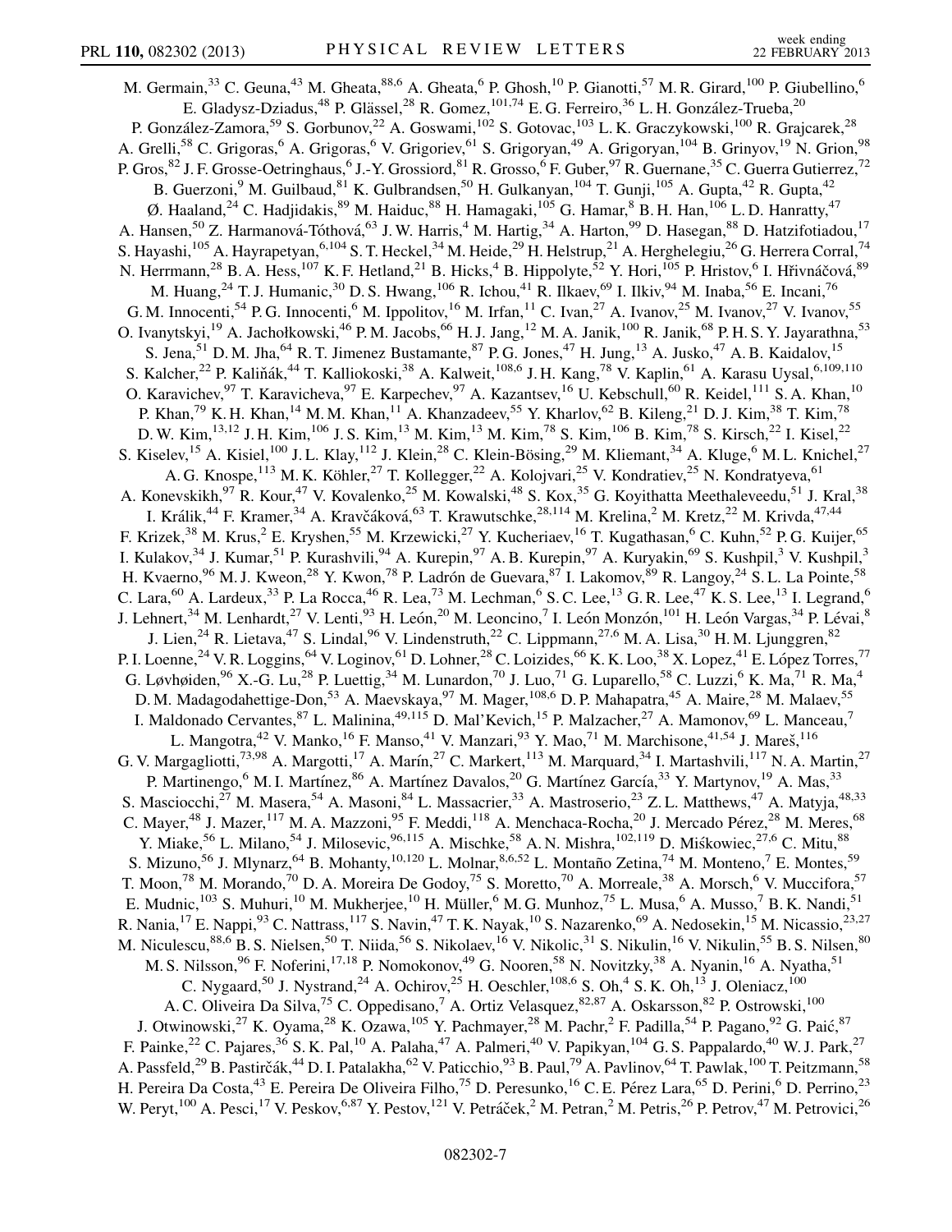M. Germain,[33] C. Geuna,[43] M. Gheata,[88,6] A. Gheata,[6] P. Ghosh,[10] P. Gianotti,[57] M. R. Girard,[100] P. Giubellino,[6] E. Gladysz-Dziadus,[48] P. Glässel,[28] R. Gomez,[101,74] E. G. Ferreiro,[36] L. H. González-Trueba,[20] P. González-Zamora,[59] S. Gorbunov,[22] A. Goswami,[102] S. Gotovac,[103] L. K. Graczykowski,[100] R. Grajcarek,[28] A. Grelli,[58] C. Grigoras,[6] A. Grigoras,[6] V. Grigoriev,[61] S. Grigoryan,[49] A. Grigoryan,[104] B. Grinyov,[19] N. Grion,[98] P. Gros,[82] J. F. Grosse-Oetringhaus,[6] J.-Y. Grossiord,[81] R. Grosso,[6] F. Guber,[97] R. Guernane,[35] C. Guerra Gutierrez,[72] B. Guerzoni,[9] M. Guilbaud,[81] K. Gulbrandsen,[50] H. Gulkanyan,[104] T. Gunji,[105] A. Gupta,[42] R. Gupta,[42] Ø. Haaland,[24] C. Hadjidakis,[89] M. Haiduc,[88] H. Hamagaki,[105] G. Hamar,[8] B. H. Han,[106] L. D. Hanratty,[47] A. Hansen,[50] Z. Harmanová-Tóthová,[63] J. W. Harris,[4] M. Hartig,[34] A. Harton,[99] D. Hasegan,[88] D. Hatzifotiadou,[17] S. Hayashi,[105] A. Hayrapetyan,[6,104] S. T. Heckel,[34] M. Heide,[29] H. Helstrup,[21] A. Herghelegiu,[26] G. Herrera Corral,[74] N. Herrmann,[28] B. A. Hess,[107] K. F. Hetland,[21] B. Hicks,[4] B. Hippolyte,[52] Y. Hori,[105] P. Hristov,[6] I. Hřivnáčová,[89] M. Huang,[24] T. J. Humanic,[30] D. S. Hwang,[106] R. Ichou,[41] R. Ilkaev,[69] I. Ilkiv,[94] M. Inaba,[56] E. Incani,[76] G. M. Innocenti,[54] P. G. Innocenti,[6] M. Ippolitov,[16] M. Irfan,[11] C. Ivan,[27] A. Ivanov,[25] M. Ivanov,[27] V. Ivanov,[55] O. Ivanytskyi,[19] A. Jachołkowski,[46] P. M. Jacobs,[66] H. J. Jang,[12] M. A. Janik,[100] R. Janik,[68] P. H. S. Y. Jayarathna,[53] S. Jena,[51] D. M. Jha,[64] R. T. Jimenez Bustamante,[87] P. G. Jones,[47] H. Jung,[13] A. Jusko,[47] A. B. Kaidalov,[15] S. Kalcher,[22] P. Kaliňák,[44] T. Kalliokoski,[38] A. Kalweit,[108,6] J. H. Kang,[78] V. Kaplin,[61] A. Karasu Uysal,[6,109,110] O. Karavichev,[97] T. Karavicheva,[97] E. Karpechev,[97] A. Kazantsev,[16] U. Kebschull,[60] R. Keidel,[111] S. A. Khan,[10] P. Khan,[79] K. H. Khan,[14] M. M. Khan,[11] A. Khanzadeev,[55] Y. Kharlov,[62] B. Kileng,[21] D. J. Kim,[38] T. Kim,[78] D. W. Kim,[13,12] J. H. Kim,[106] J. S. Kim,[13] M. Kim,[13] M. Kim,[78] S. Kim,[106] B. Kim,[78] S. Kirsch,[22] I. Kisel,[22] S. Kiselev,[15] A. Kisiel,[100] J. L. Klay,[112] J. Klein,[28] C. Klein-Bösing,[29] M. Kliemant,[34] A. Kluge,[6] M. L. Knichel,[27] A. G. Knospe,[113] M. K. Köhler,[27] T. Kollegger,[22] A. Kolojvari,[25] V. Kondratiev,[25] N. Kondratyeva,[61] A. Konevskikh,[97] R. Kour,[47] V. Kovalenko,[25] M. Kowalski,[48] S. Kox,[35] G. Koyithatta Meethaleveedu,[51] J. Kral,[38] I. Králik,[44] F. Kramer,[34] A. Kravčáková,[63] T. Krawutschke,[28,114] M. Krelina,[2] M. Kretz,[22] M. Krivda,[47,44] F. Krizek,[38] M. Krus,[2] E. Kryshen,[55] M. Krzewicki,[27] Y. Kucheriaev,[16] T. Kugathasan,[6] C. Kuhn,[52] P. G. Kuijer,[65] I. Kulakov,[34] J. Kumar,[51] P. Kurashvili,[94] A. Kurepin,[97] A. B. Kurepin,[97] A. Kuryakin,[69] S. Kushpil,[3] V. Kushpil,[3] H. Kvaerno,[96] M. J. Kweon,[28] Y. Kwon,[78] P. Ladrón de Guevara,[87] I. Lakomov,[89] R. Langoy,[24] S. L. La Pointe,[58] C. Lara,[60] A. Lardeux,[33] P. La Rocca,[46] R. Lea,[73] M. Lechman,[6] S. C. Lee,[13] G. R. Lee,[47] K. S. Lee,[13] I. Legrand,[6] J. Lehnert,[34] M. Lenhardt,[27] V. Lenti,[93] H. León,[20] M. Leoncino,[7] I. León Monzón,[101] H. León Vargas,[34] P. Lévai,[8] J. Lien,[24] R. Lietava,[47] S. Lindal,[96] V. Lindenstruth,[22] C. Lippmann,[27,6] M. A. Lisa,[30] H. M. Ljunggren,[82] P. I. Loenne,[24] V. R. Loggins,[64] V. Loginov,[61] D. Lohner,[28] C. Loizides,[66] K. K. Loo,[38] X. Lopez,[41] E. López Torres,[77] G. Løvhøiden,[96] X.-G. Lu,[28] P. Luettig,[34] M. Lunardon,[70] J. Luo,[71] G. Luparello,[58] C. Luzzi,[6] K. Ma,[71] R. Ma,[4] D. M. Madagodahettige-Don,[53] A. Maevskaya,[97] M. Mager,[108,6] D. P. Mahapatra,[45] A. Maire,[28] M. Malaev,[55] I. Maldonado Cervantes,[87] L. Malinina,[49,115] D. Mal'Kevich,[15] P. Malzacher,[27] A. Mamonov,[69] L. Manceau,[7] L. Mangotra,[42] V. Manko,[16] F. Manso,[41] V. Manzari,[93] Y. Mao,[71] M. Marchisone,[41,54] J. Mareš,[116] G. V. Margagliotti,[73,98] A. Margotti,[17] A. Marín,[27] C. Markert,[113] M. Marquard,[34] I. Martashvili,[117] N. A. Martin,[27] P. Martinengo,[6] M. I. Martínez,[86] A. Martínez Davalos,[20] G. Martínez García,[33] Y. Martynov,[19] A. Mas,[33] S. Masciocchi,[27] M. Masera,[54] A. Masoni,[84] L. Massacrier,[33] A. Mastroserio,[23] Z. L. Matthews,[47] A. Matyja,[48,33] C. Mayer,[48] J. Mazer,[117] M. A. Mazzoni,[95] F. Meddi,[118] A. Menchaca-Rocha,[20] J. Mercado Pérez,[28] M. Meres,[68] Y. Miake,[56] L. Milano,[54] J. Milosevic,[96,115] A. Mischke,[58] A. N. Mishra,[102,119] D. Miśkowiec,[27,6] C. Mitu,[88] S. Mizuno,[56] J. Mlynarz,[64] B. Mohanty,[10,120] L. Molnar,[8,6,52] L. Montaño Zetina,[74] M. Monteno,[7] E. Montes,[59] T. Moon,[78] M. Morando,[70] D. A. Moreira De Godoy,[75] S. Moretto,[70] A. Morreale,[38] A. Morsch,[6] V. Muccifora,[57] E. Mudnic,[103] S. Muhuri,[10] M. Mukherjee,[10] H. Müller,[6] M. G. Munhoz,[75] L. Musa,[6] A. Musso,[7] B. K. Nandi,[51] R. Nania,[17] E. Nappi,[93] C. Nattrass,[117] S. Navin,[47] T. K. Nayak,[10] S. Nazarenko,[69] A. Nedosekin,[15] M. Nicassio,[23,27] M. Niculescu,[88,6] B. S. Nielsen,[50] T. Niida,[56] S. Nikolaev,[16] V. Nikolic,[31] S. Nikulin,[16] V. Nikulin,[55] B. S. Nilsen,[80] M. S. Nilsson,[96] F. Noferini,[17,18] P. Nomokonov,[49] G. Nooren,[58] N. Novitzky,[38] A. Nyanin,[16] A. Nyatha,[51] C. Nygaard,[50] J. Nystrand,[24] A. Ochirov,[25] H. Oeschler,[108,6] S. Oh,[4] S. K. Oh,[13] J. Oleniacz,[100] A. C. Oliveira Da Silva,[75] C. Oppedisano,[7] A. Ortiz Velasquez,[82,87] A. Oskarsson,[82] P. Ostrowski,[100] J. Otwinowski,[27] K. Oyama,[28] K. Ozawa,[105] Y. Pachmayer,[28] M. Pachr,[2] F. Padilla,[54] P. Pagano,[92] G. Paić,[87] F. Painke,[22] C. Pajares,[36] S. K. Pal,[10] A. Palaha,[47] A. Palmeri,[40] V. Papikyan,[104] G. S. Pappalardo,[40] W. J. Park,[27] A. Passfeld,[29] B. Pastirčák,[44] D. I. Patalakha,[62] V. Paticchio,[93] B. Paul,[79] A. Pavlinov,[64] T. Pawlak,[100] T. Peitzmann,[58] H. Pereira Da Costa,[43] E. Pereira De Oliveira Filho,[75] D. Peresunko,[16] C. E. Pérez Lara,[65] D. Perini,[6] D. Perrino,[23] W. Peryt,[100] A. Pesci,[17] V. Peskov,[6,87] Y. Pestov,[121] V. Petráček,[2] M. Petran,[2] M. Petris,[26] P. Petrov,[47] M. Petrovici,[26]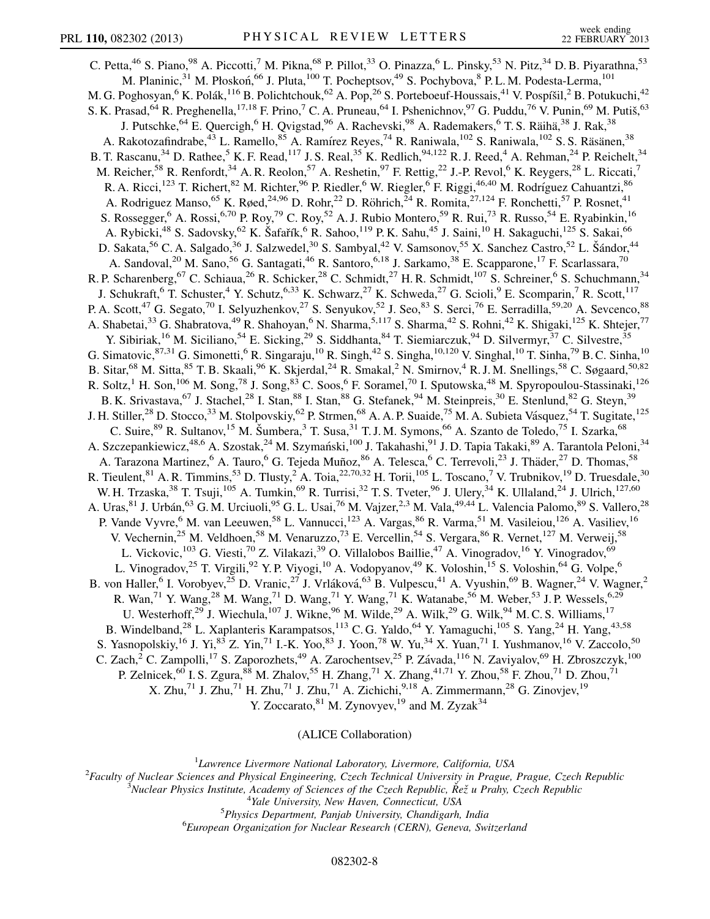C. Petta,[46] S. Piano,[98] A. Piccotti,[7] M. Pikna,[68] P. Pillot,[33] O. Pinazza,[6] L. Pinsky,[53] N. Pitz,[34] D. B. Piyarathna,[53] M. Planinic,[31] M. Płoskoń,[66] J. Pluta,[100] T. Pocheptsov,[49] S. Pochybova,[8] P. L. M. Podesta-Lerma,[101] M. G. Poghosyan,[6] K. Polák,[116] B. Polichtchouk,[62] A. Pop,[26] S. Porteboeuf-Houssais,[41] V. Pospíšil,[2] B. Potukuchi,[42] S. K. Prasad,[64] R. Preghenella,[17,18] F. Prino,[7] C. A. Pruneau,[64] I. Pshenichnov,[97] G. Puddu,[76] V. Punin,[69] M. Putiš,[63] J. Putschke,[64] E. Quercigh,[6] H. Qvigstad,[96] A. Rachevski,[98] A. Rademakers,[6] T. S. Räihä,[38] J. Rak,[38] A. Rakotozafindrabe,[43] L. Ramello,[85] A. Ramírez Reyes,[74] R. Raniwala,[102] S. Raniwala,[102] S. S. Räsänen,[38] B. T. Rascanu,[34] D. Rathee,[5] K. F. Read,[117] J. S. Real,[35] K. Redlich,[94,122] R. J. Reed,[4] A. Rehman,[24] P. Reichelt,[34] M. Reicher,[58] R. Renfordt,[34] A. R. Reolon,[57] A. Reshetin,[97] F. Rettig,[22] J.-P. Revol,[6] K. Reygers,[28] L. Riccati,[7] R. A. Ricci,[123] T. Richert,[82] M. Richter,[96] P. Riedler,[6] W. Riegler,[6] F. Riggi,[46,40] M. Rodríguez Cahuantzi,[86] A. Rodriguez Manso,[65] K. Røed,[24,96] D. Rohr,[22] D. Röhrich,[24] R. Romita,[27,124] F. Ronchetti,[57] P. Rosnet,[41] S. Rossegger,[6] A. Rossi,[6,70] P. Roy,[79] C. Roy,[52] A. J. Rubio Montero,[59] R. Rui,[73] R. Russo,[54] E. Ryabinkin,[16] A. Rybicki,[48] S. Sadovsky,[62] K. Šafařík,[6] R. Sahoo,[119] P. K. Sahu,[45] J. Saini,[10] H. Sakaguchi,[125] S. Sakai,[66] D. Sakata,[56] C. A. Salgado,[36] J. Salzwedel,[30] S. Sambyal,[42] V. Samsonov,[55] X. Sanchez Castro,[52] L. Šándor,[44] A. Sandoval,[20] M. Sano,[56] G. Santagati,[46] R. Santoro,[6,18] J. Sarkamo,[38] E. Scapparone,[17] F. Scarlassara,[70] R. P. Scharenberg,[67] C. Schiaua,[26] R. Schicker,[28] C. Schmidt,[27] H. R. Schmidt,[107] S. Schreiner,[6] S. Schuchmann,[34] J. Schukraft,[6] T. Schuster,[4] Y. Schutz,[6,33] K. Schwarz,[27] K. Schweda,[27] G. Scioli,[9] E. Scomparin,[7] R. Scott,[117] P. A. Scott,[47] G. Segato,[70] I. Selyuzhenkov,[27] S. Senyukov,[52] J. Seo,[83] S. Serci,[76] E. Serradilla,[59,20] A. Sevcenco,[88] A. Shabetai,[33] G. Shabratova,[49] R. Shahoyan,[6] N. Sharma,[5,117] S. Sharma,[42] S. Rohni,[42] K. Shigaki,[125] K. Shtejer,[77] Y. Sibiriak,[16] M. Siciliano,[54] E. Sicking,[29] S. Siddhanta,[84] T. Siemiarczuk,[94] D. Silvermyr,[37] C. Silvestre,[35] G. Simatovic,[87,31] G. Simonetti,[6] R. Singaraju,[10] R. Singh,[42] S. Singha,[10,120] V. Singhal,[10] T. Sinha,[79] B. C. Sinha,[10] B. Sitar,[68] M. Sitta,[85] T. B. Skaali,[96] K. Skjerdal,[24] R. Smakal,[2] N. Smirnov,[4] R. J. M. Snellings,[58] C. Søgaard,[50,82] R. Soltz,[1] H. Son,[106] M. Song,[78] J. Song,[83] C. Soos,[6] F. Soramel,[70] I. Sputowska,[48] M. Spyropoulou-Stassinaki,[126] B. K. Srivastava,[67] J. Stachel,[28] I. Stan,[88] I. Stan,[88] G. Stefanek,[94] M. Steinpreis,[30] E. Stenlund,[82] G. Steyn,[39] J. H. Stiller,[28] D. Stocco,[33] M. Stolpovskiy,[62] P. Strmen,[68] A. A. P. Suaide,[75] M. A. Subieta Vásquez,[54] T. Sugitate,[125] C. Suire,[89] R. Sultanov,[15] M. Šumbera,[3] T. Susa,[31] T. J. M. Symons,[66] A. Szanto de Toledo,[75] I. Szarka,[68] A. Szczepankiewicz,[48,6] A. Szostak,[24] M. Szymański,[100] J. Takahashi,[91] J. D. Tapia Takaki,[89] A. Tarantola Peloni,[34] A. Tarazona Martinez,[6] A. Tauro,[6] G. Tejeda Muñoz,[86] A. Telesca,[6] C. Terrevoli,[23] J. Thäder,[27] D. Thomas,[58] R. Tieulent,[81] A. R. Timmins,[53] D. Tlusty,[2] A. Toia,[22,70,32] H. Torii,[105] L. Toscano,[7] V. Trubnikov,[19] D. Truesdale,[30] W. H. Trzaska,[38] T. Tsuji,[105] A. Tumkin,[69] R. Turrisi,[32] T. S. Tveter,[96] J. Ulery,[34] K. Ullaland,[24] J. Ulrich,[127,60] A. Uras,[81] J. Urbán,[63] G. M. Urciuoli,[95] G. L. Usai,[76] M. Vajzer,[2,3] M. Vala,[49,44] L. Valencia Palomo,[89] S. Vallero,[28] P. Vande Vyvre,[6] M. van Leeuwen,[58] L. Vannucci,[123] A. Vargas,[86] R. Varma,[51] M. Vasileiou,[126] A. Vasiliev,[16] V. Vechernin,[25] M. Veldhoen,[58] M. Venaruzzo,[73] E. Vercellin,[54] S. Vergara,[86] R. Vernet,[127] M. Verweij,[58] L. Vickovic,[103] G. Viesti,[70] Z. Vilakazi,[39] O. Villalobos Baillie,[47] A. Vinogradov,[16] Y. Vinogradov,[69] L. Vinogradov,[25] T. Virgili,[92] Y. P. Viyogi,[10] A. Vodopyanov,[49] K. Voloshin,[15] S. Voloshin,[64] G. Volpe,[6] B. von Haller,[6] I. Vorobyev,[25] D. Vranic,[27] J. Vrláková,[63] B. Vulpescu,[41] A. Vyushin,[69] B. Wagner,[24] V. Wagner,[2] R. Wan,[71] Y. Wang,[28] M. Wang,[71] D. Wang,[71] Y. Wang,[71] K. Watanabe,[56] M. Weber,[53] J. P. Wessels,[6,29] U. Westerhoff,[29] J. Wiechula,[107] J. Wikne,[96] M. Wilde,[29] A. Wilk,[29] G. Wilk,[94] M. C. S. Williams,[17] B. Windelband,[28] L. Xaplanteris Karampatsos,[113] C. G. Yaldo,[64] Y. Yamaguchi,[105] S. Yang,[24] H. Yang,[43,58] S. Yasnopolskiy,[16] J. Yi,[83] Z. Yin,[71] I.-K. Yoo,[83] J. Yoon,[78] W. Yu,[34] X. Yuan,[71] I. Yushmanov,[16] V. Zaccolo,[50] C. Zach,[2] C. Zampolli,[17] S. Zaporozhets,[49] A. Zarochentsev,[25] P. Závada,[116] N. Zaviyalov,[69] H. Zbroszczyk,[100] P. Zelnicek,[60] I. S. Zgura,[88] M. Zhalov,[55] H. Zhang,[71] X. Zhang,[41,71] Y. Zhou,[58] F. Zhou,[71] D. Zhou,[71] X. Zhu,[71] J. Zhu,[71] H. Zhu,[71] J. Zhu,[71] A. Zichichi,[9,18] A. Zimmermann,[28] G. Zinovjev,[19] Y. Zoccarato,[81] M. Zynovyev,[19] and M. Zyzak[34]

(ALICE Collaboration)

[1]*Lawrence Livermore National Laboratory, Livermore, California, USA*

[2]*Faculty of Nuclear Sciences and Physical Engineering, Czech Technical University in Prague, Prague, Czech Republic*

[3]*Nuclear Physics Institute, Academy of Sciences of the Czech Republic, Řež u Prahy, Czech Republic*

[4]*Yale University, New Haven, Connecticut, USA*

[5]*Physics Department, Panjab University, Chandigarh, India*

[6]*European Organization for Nuclear Research (CERN), Geneva, Switzerland*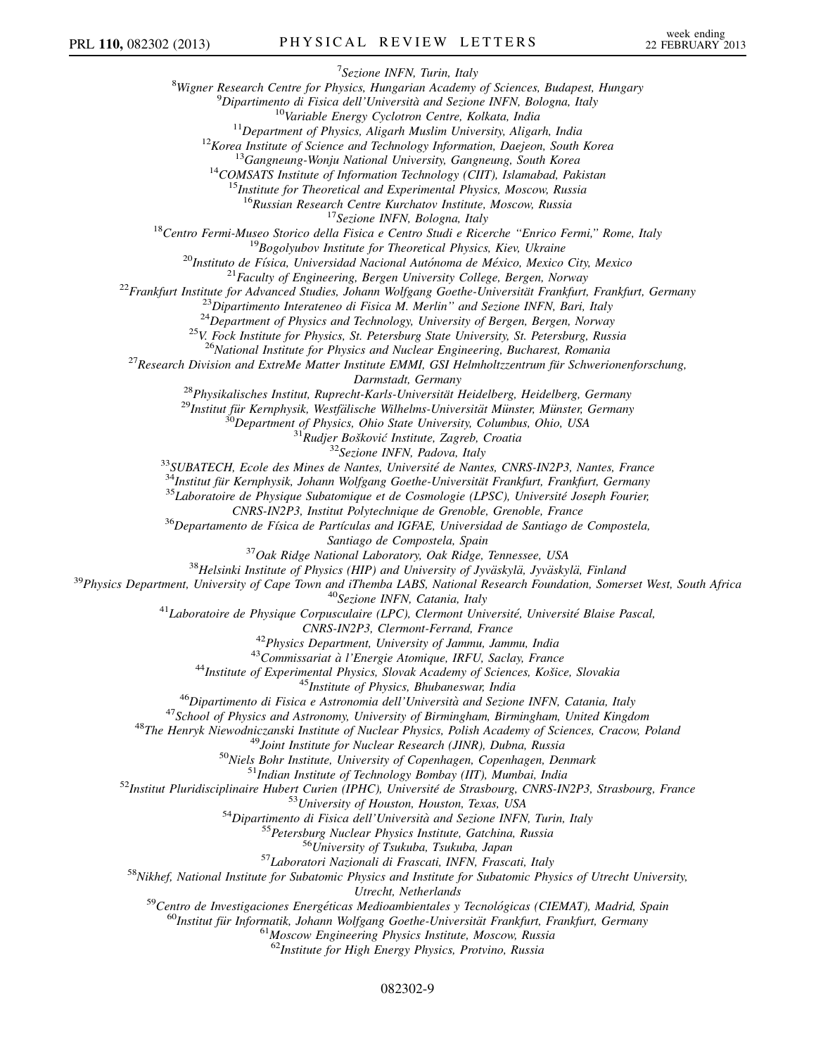[7]Sezione INFN, Turin, Italy

[8]Wigner Research Centre for Physics, Hungarian Academy of Sciences, Budapest, Hungary

[9]Dipartimento di Fisica dell'Università and Sezione INFN, Bologna, Italy

[10]Variable Energy Cyclotron Centre, Kolkata, India

[11]Department of Physics, Aligarh Muslim University, Aligarh, India

[12]Korea Institute of Science and Technology Information, Daejeon, South Korea

[13]Gangneung-Wonju National University, Gangneung, South Korea

[14]COMSATS Institute of Information Technology (CIIT), Islamabad, Pakistan

[15]Institute for Theoretical and Experimental Physics, Moscow, Russia

[16]Russian Research Centre Kurchatov Institute, Moscow, Russia

[17]Sezione INFN, Bologna, Italy

[18]Centro Fermi-Museo Storico della Fisica e Centro Studi e Ricerche "Enrico Fermi," Rome, Italy

[19]Bogolyubov Institute for Theoretical Physics, Kiev, Ukraine

[20]Instituto de Física, Universidad Nacional Autónoma de México, Mexico City, Mexico

[21]Faculty of Engineering, Bergen University College, Bergen, Norway

[22]Frankfurt Institute for Advanced Studies, Johann Wolfgang Goethe-Universität Frankfurt, Frankfurt, Germany

[23]Dipartimento Interateneo di Fisica M. Merlin'' and Sezione INFN, Bari, Italy

[24]Department of Physics and Technology, University of Bergen, Bergen, Norway

[25]V. Fock Institute for Physics, St. Petersburg State University, St. Petersburg, Russia

[26]National Institute for Physics and Nuclear Engineering, Bucharest, Romania

[27]Research Division and ExtreMe Matter Institute EMMI, GSI Helmholtzzentrum für Schwerionenforschung, Darmstadt, Germany

[28]Physikalisches Institut, Ruprecht-Karls-Universität Heidelberg, Heidelberg, Germany

[29]Institut für Kernphysik, Westfälische Wilhelms-Universität Münster, Münster, Germany

[30]Department of Physics, Ohio State University, Columbus, Ohio, USA

[31]Rudjer Bošković Institute, Zagreb, Croatia

[32]Sezione INFN, Padova, Italy

[33]SUBATECH, Ecole des Mines de Nantes, Université de Nantes, CNRS-IN2P3, Nantes, France

[34]Institut für Kernphysik, Johann Wolfgang Goethe-Universität Frankfurt, Frankfurt, Germany

[35]Laboratoire de Physique Subatomique et de Cosmologie (LPSC), Université Joseph Fourier, CNRS-IN2P3, Institut Polytechnique de Grenoble, Grenoble, France

[36]Departamento de Física de Partículas and IGFAE, Universidad de Santiago de Compostela, Santiago de Compostela, Spain

[37]Oak Ridge National Laboratory, Oak Ridge, Tennessee, USA

[38]Helsinki Institute of Physics (HIP) and University of Jyväskylä, Jyväskylä, Finland

[39]Physics Department, University of Cape Town and iThemba LABS, National Research Foundation, Somerset West, South Africa

[40]Sezione INFN, Catania, Italy

[41]Laboratoire de Physique Corpusculaire (LPC), Clermont Université, Université Blaise Pascal, CNRS-IN2P3, Clermont-Ferrand, France

[42]Physics Department, University of Jammu, Jammu, India

[43]Commissariat à l'Energie Atomique, IRFU, Saclay, France

[44]Institute of Experimental Physics, Slovak Academy of Sciences, Košice, Slovakia

[45]Institute of Physics, Bhubaneswar, India

[46]Dipartimento di Fisica e Astronomia dell'Università and Sezione INFN, Catania, Italy

[47]School of Physics and Astronomy, University of Birmingham, Birmingham, United Kingdom

[48]The Henryk Niewodniczanski Institute of Nuclear Physics, Polish Academy of Sciences, Cracow, Poland

[49]Joint Institute for Nuclear Research (JINR), Dubna, Russia

[50]Niels Bohr Institute, University of Copenhagen, Copenhagen, Denmark

[51]Indian Institute of Technology Bombay (IIT), Mumbai, India

[52]Institut Pluridisciplinaire Hubert Curien (IPHC), Université de Strasbourg, CNRS-IN2P3, Strasbourg, France

[53]University of Houston, Houston, Texas, USA

[54]Dipartimento di Fisica dell'Università and Sezione INFN, Turin, Italy

[55]Petersburg Nuclear Physics Institute, Gatchina, Russia

[56]University of Tsukuba, Tsukuba, Japan

[57]Laboratori Nazionali di Frascati, INFN, Frascati, Italy

[58]Nikhef, National Institute for Subatomic Physics and Institute for Subatomic Physics of Utrecht University, Utrecht, Netherlands

[59]Centro de Investigaciones Energéticas Medioambientales y Tecnológicas (CIEMAT), Madrid, Spain

[60]Institut für Informatik, Johann Wolfgang Goethe-Universität Frankfurt, Frankfurt, Germany

[61]Moscow Engineering Physics Institute, Moscow, Russia

[62]Institute for High Energy Physics, Protvino, Russia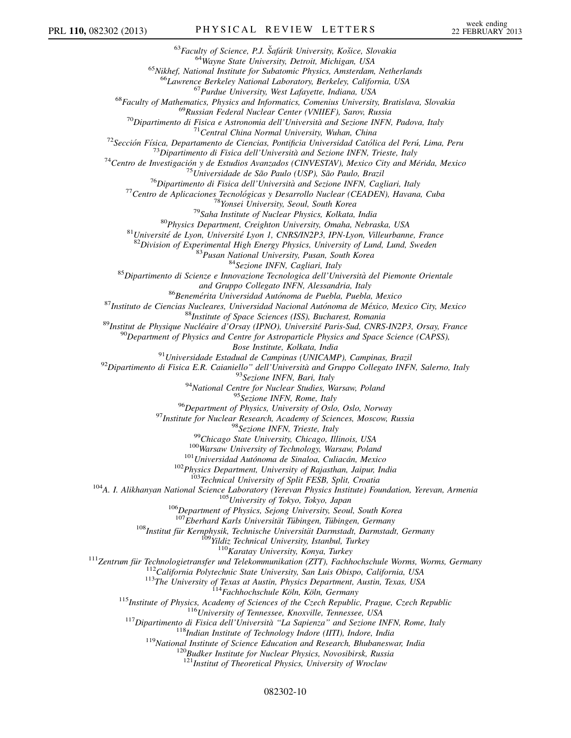[63]Faculty of Science, P.J. Šafárik University, Košice, Slovakia
[64]Wayne State University, Detroit, Michigan, USA
[65]Nikhef, National Institute for Subatomic Physics, Amsterdam, Netherlands
[66]Lawrence Berkeley National Laboratory, Berkeley, California, USA
[67]Purdue University, West Lafayette, Indiana, USA
[68]Faculty of Mathematics, Physics and Informatics, Comenius University, Bratislava, Slovakia
[69]Russian Federal Nuclear Center (VNIIEF), Sarov, Russia
[70]Dipartimento di Fisica e Astronomia dell'Università and Sezione INFN, Padova, Italy
[71]Central China Normal University, Wuhan, China
[72]Sección Física, Departamento de Ciencias, Pontificia Universidad Católica del Perú, Lima, Peru
[73]Dipartimento di Fisica dell'Università and Sezione INFN, Trieste, Italy
[74]Centro de Investigación y de Estudios Avanzados (CINVESTAV), Mexico City and Mérida, Mexico
[75]Universidade de São Paulo (USP), São Paulo, Brazil
[76]Dipartimento di Fisica dell'Università and Sezione INFN, Cagliari, Italy
[77]Centro de Aplicaciones Tecnológicas y Desarrollo Nuclear (CEADEN), Havana, Cuba
[78]Yonsei University, Seoul, South Korea
[79]Saha Institute of Nuclear Physics, Kolkata, India
[80]Physics Department, Creighton University, Omaha, Nebraska, USA
[81]Université de Lyon, Université Lyon 1, CNRS/IN2P3, IPN-Lyon, Villeurbanne, France
[82]Division of Experimental High Energy Physics, University of Lund, Lund, Sweden
[83]Pusan National University, Pusan, South Korea
[84]Sezione INFN, Cagliari, Italy
[85]Dipartimento di Scienze e Innovazione Tecnologica dell'Università del Piemonte Orientale and Gruppo Collegato INFN, Alessandria, Italy
[86]Benemérita Universidad Autónoma de Puebla, Puebla, Mexico
[87]Instituto de Ciencias Nucleares, Universidad Nacional Autónoma de México, Mexico City, Mexico
[88]Institute of Space Sciences (ISS), Bucharest, Romania
[89]Institut de Physique Nucléaire d'Orsay (IPNO), Université Paris-Sud, CNRS-IN2P3, Orsay, France
[90]Department of Physics and Centre for Astroparticle Physics and Space Science (CAPSS), Bose Institute, Kolkata, India
[91]Universidade Estadual de Campinas (UNICAMP), Campinas, Brazil
[92]Dipartimento di Fisica E.R. Caianiello" dell'Università and Gruppo Collegato INFN, Salerno, Italy
[93]Sezione INFN, Bari, Italy
[94]National Centre for Nuclear Studies, Warsaw, Poland
[95]Sezione INFN, Rome, Italy
[96]Department of Physics, University of Oslo, Oslo, Norway
[97]Institute for Nuclear Research, Academy of Sciences, Moscow, Russia
[98]Sezione INFN, Trieste, Italy
[99]Chicago State University, Chicago, Illinois, USA
[100]Warsaw University of Technology, Warsaw, Poland
[101]Universidad Autónoma de Sinaloa, Culiacán, Mexico
[102]Physics Department, University of Rajasthan, Jaipur, India
[103]Technical University of Split FESB, Split, Croatia
[104]A. I. Alikhanyan National Science Laboratory (Yerevan Physics Institute) Foundation, Yerevan, Armenia
[105]University of Tokyo, Tokyo, Japan
[106]Department of Physics, Sejong University, Seoul, South Korea
[107]Eberhard Karls Universität Tübingen, Tübingen, Germany
[108]Institut für Kernphysik, Technische Universität Darmstadt, Darmstadt, Germany
[109]Yildiz Technical University, Istanbul, Turkey
[110]Karatay University, Konya, Turkey
[111]Zentrum für Technologietransfer und Telekommunikation (ZTT), Fachhochschule Worms, Worms, Germany
[112]California Polytechnic State University, San Luis Obispo, California, USA
[113]The University of Texas at Austin, Physics Department, Austin, Texas, USA
[114]Fachhochschule Köln, Köln, Germany
[115]Institute of Physics, Academy of Sciences of the Czech Republic, Prague, Czech Republic
[116]University of Tennessee, Knoxville, Tennessee, USA
[117]Dipartimento di Fisica dell'Università "La Sapienza" and Sezione INFN, Rome, Italy
[118]Indian Institute of Technology Indore (IITI), Indore, India
[119]National Institute of Science Education and Research, Bhubaneswar, India
[120]Budker Institute for Nuclear Physics, Novosibirsk, Russia
[121]Institut of Theoretical Physics, University of Wroclaw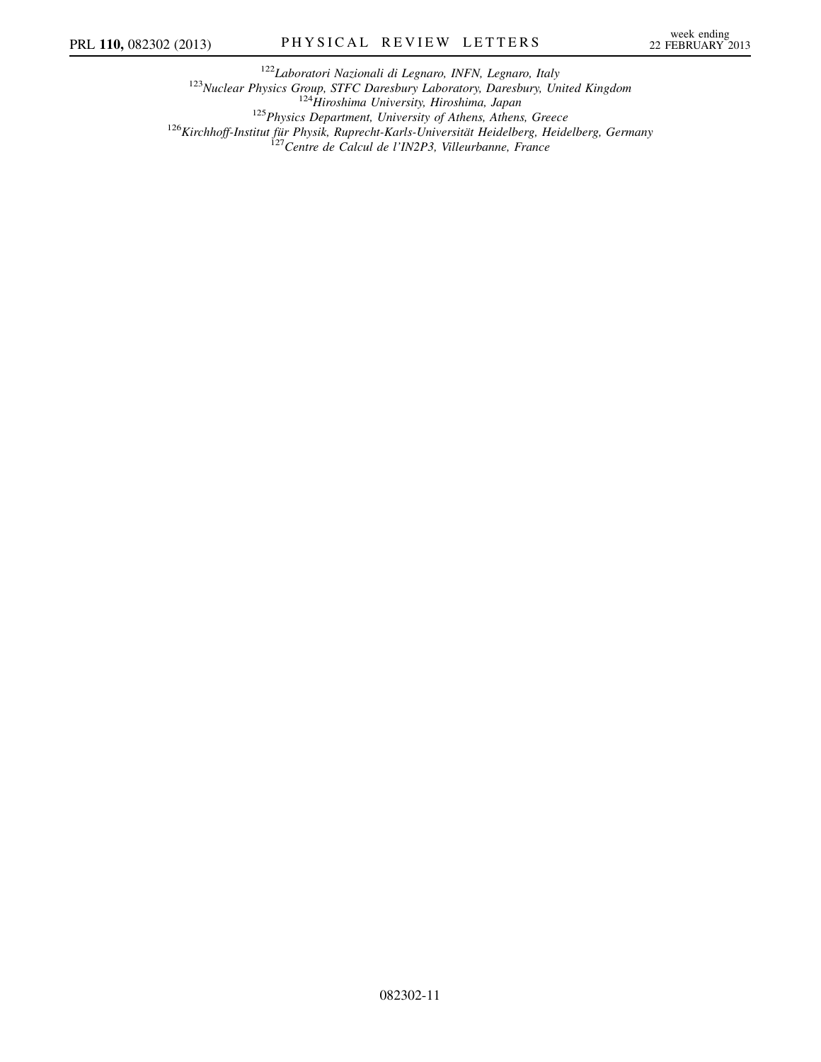[122]Laboratori Nazionali di Legnaro, INFN, Legnaro, Italy
[123]Nuclear Physics Group, STFC Daresbury Laboratory, Daresbury, United Kingdom
[124]Hiroshima University, Hiroshima, Japan
[125]Physics Department, University of Athens, Athens, Greece
[126]Kirchhoff-Institut für Physik, Ruprecht-Karls-Universität Heidelberg, Heidelberg, Germany
[127]Centre de Calcul de l'IN2P3, Villeurbanne, France